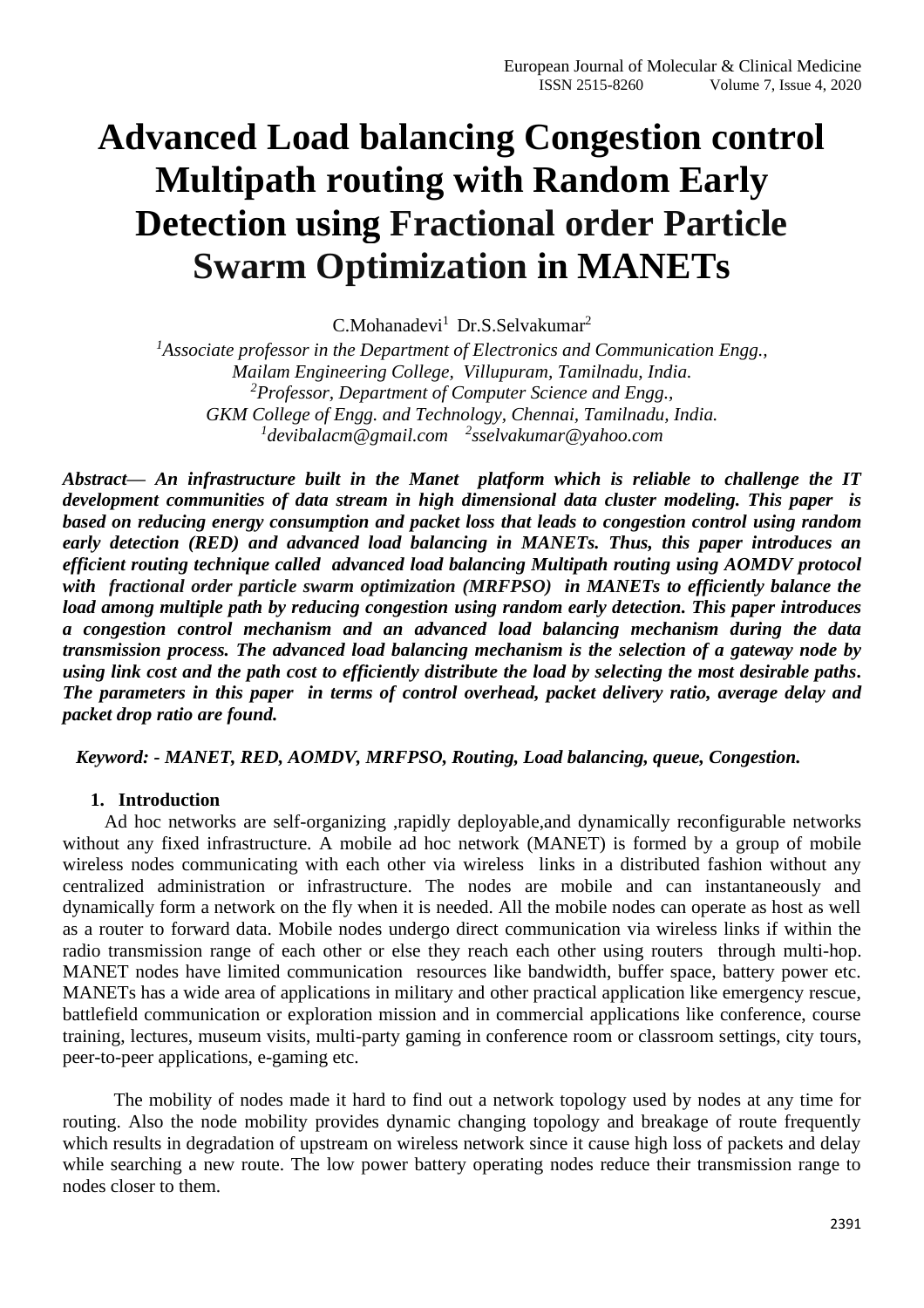# Advanced Load balancing Congestion control Multipath routing with Random Early Detection using Fractional order Particle Swarm Optimization in MANETs

C.Mohanadevi[1] Dr.S.Selvakumar[2]

[1]*Associate professor in the Department of Electronics and Communication Engg., Mailam Engineering College, Villupuram, Tamilnadu, India.*
[2]*Professor, Department of Computer Science and Engg., GKM College of Engg. and Technology, Chennai, Tamilnadu, India.*
[1]*devibalacm@gmail.com* [2]*sselvakumar@yahoo.com*

***Abstract— An infrastructure built in the Manet platform which is reliable to challenge the IT development communities of data stream in high dimensional data cluster modeling. This paper is based on reducing energy consumption and packet loss that leads to congestion control using random early detection (RED) and advanced load balancing in MANETs. Thus, this paper introduces an efficient routing technique called advanced load balancing Multipath routing using AOMDV protocol with fractional order particle swarm optimization (MRFPSO) in MANETs to efficiently balance the load among multiple path by reducing congestion using random early detection. This paper introduces a congestion control mechanism and an advanced load balancing mechanism during the data transmission process. The advanced load balancing mechanism is the selection of a gateway node by using link cost and the path cost to efficiently distribute the load by selecting the most desirable paths. The parameters in this paper in terms of control overhead, packet delivery ratio, average delay and packet drop ratio are found.***

***Keyword: - MANET, RED, AOMDV, MRFPSO, Routing, Load balancing, queue, Congestion.***

## 1. Introduction

Ad hoc networks are self-organizing ,rapidly deployable,and dynamically reconfigurable networks without any fixed infrastructure. A mobile ad hoc network (MANET) is formed by a group of mobile wireless nodes communicating with each other via wireless links in a distributed fashion without any centralized administration or infrastructure. The nodes are mobile and can instantaneously and dynamically form a network on the fly when it is needed. All the mobile nodes can operate as host as well as a router to forward data. Mobile nodes undergo direct communication via wireless links if within the radio transmission range of each other or else they reach each other using routers through multi-hop. MANET nodes have limited communication resources like bandwidth, buffer space, battery power etc. MANETs has a wide area of applications in military and other practical application like emergency rescue, battlefield communication or exploration mission and in commercial applications like conference, course training, lectures, museum visits, multi-party gaming in conference room or classroom settings, city tours, peer-to-peer applications, e-gaming etc.

The mobility of nodes made it hard to find out a network topology used by nodes at any time for routing. Also the node mobility provides dynamic changing topology and breakage of route frequently which results in degradation of upstream on wireless network since it cause high loss of packets and delay while searching a new route. The low power battery operating nodes reduce their transmission range to nodes closer to them.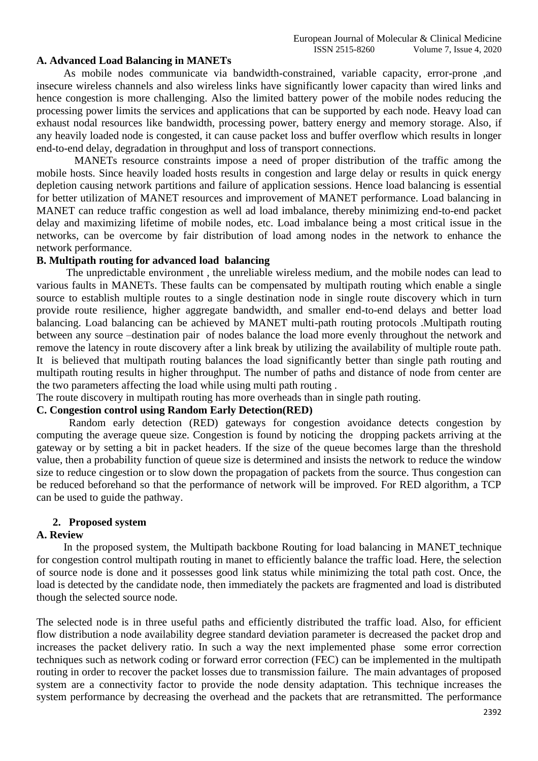### A. Advanced Load Balancing in MANETs

As mobile nodes communicate via bandwidth-constrained, variable capacity, error-prone ,and insecure wireless channels and also wireless links have significantly lower capacity than wired links and hence congestion is more challenging. Also the limited battery power of the mobile nodes reducing the processing power limits the services and applications that can be supported by each node. Heavy load can exhaust nodal resources like bandwidth, processing power, battery energy and memory storage. Also, if any heavily loaded node is congested, it can cause packet loss and buffer overflow which results in longer end-to-end delay, degradation in throughput and loss of transport connections.

MANETs resource constraints impose a need of proper distribution of the traffic among the mobile hosts. Since heavily loaded hosts results in congestion and large delay or results in quick energy depletion causing network partitions and failure of application sessions. Hence load balancing is essential for better utilization of MANET resources and improvement of MANET performance. Load balancing in MANET can reduce traffic congestion as well ad load imbalance, thereby minimizing end-to-end packet delay and maximizing lifetime of mobile nodes, etc. Load imbalance being a most critical issue in the networks, can be overcome by fair distribution of load among nodes in the network to enhance the network performance.

### B. Multipath routing for advanced load balancing

The unpredictable environment , the unreliable wireless medium, and the mobile nodes can lead to various faults in MANETs. These faults can be compensated by multipath routing which enable a single source to establish multiple routes to a single destination node in single route discovery which in turn provide route resilience, higher aggregate bandwidth, and smaller end-to-end delays and better load balancing. Load balancing can be achieved by MANET multi-path routing protocols .Multipath routing between any source –destination pair of nodes balance the load more evenly throughout the network and remove the latency in route discovery after a link break by utilizing the availability of multiple route path. It is believed that multipath routing balances the load significantly better than single path routing and multipath routing results in higher throughput. The number of paths and distance of node from center are the two parameters affecting the load while using multi path routing .

The route discovery in multipath routing has more overheads than in single path routing.

### C. Congestion control using Random Early Detection(RED)

Random early detection (RED) gateways for congestion avoidance detects congestion by computing the average queue size. Congestion is found by noticing the dropping packets arriving at the gateway or by setting a bit in packet headers. If the size of the queue becomes large than the threshold value, then a probability function of queue size is determined and insists the network to reduce the window size to reduce cingestion or to slow down the propagation of packets from the source. Thus congestion can be reduced beforehand so that the performance of network will be improved. For RED algorithm, a TCP can be used to guide the pathway.

## 2. Proposed system

### A. Review

In the proposed system, the Multipath backbone Routing for load balancing in MANET technique for congestion control multipath routing in manet to efficiently balance the traffic load. Here, the selection of source node is done and it possesses good link status while minimizing the total path cost. Once, the load is detected by the candidate node, then immediately the packets are fragmented and load is distributed though the selected source node.

The selected node is in three useful paths and efficiently distributed the traffic load. Also, for efficient flow distribution a node availability degree standard deviation parameter is decreased the packet drop and increases the packet delivery ratio. In such a way the next implemented phase some error correction techniques such as network coding or forward error correction (FEC) can be implemented in the multipath routing in order to recover the packet losses due to transmission failure. The main advantages of proposed system are a connectivity factor to provide the node density adaptation. This technique increases the system performance by decreasing the overhead and the packets that are retransmitted. The performance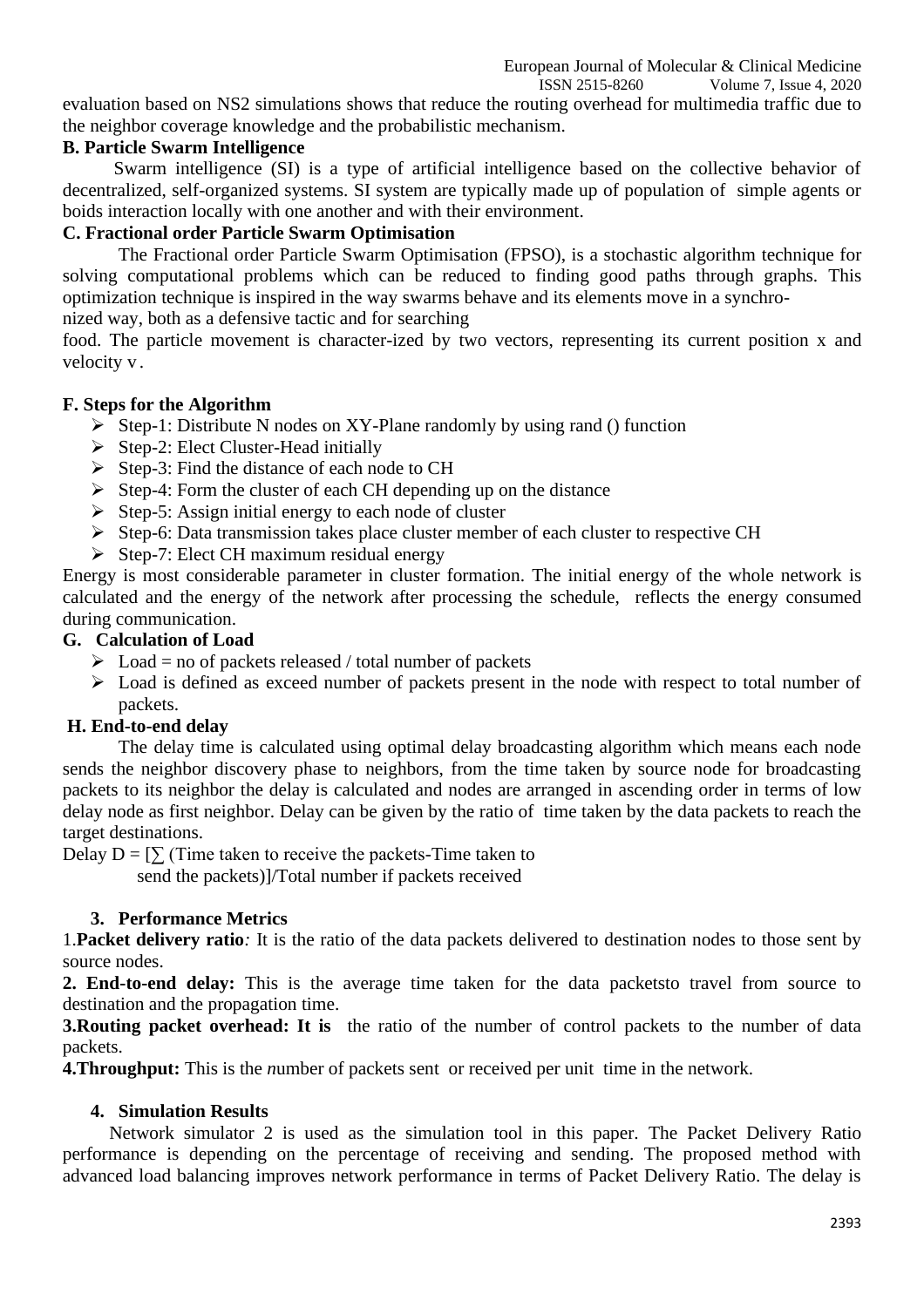evaluation based on NS2 simulations shows that reduce the routing overhead for multimedia traffic due to the neighbor coverage knowledge and the probabilistic mechanism.

### B. Particle Swarm Intelligence

Swarm intelligence (SI) is a type of artificial intelligence based on the collective behavior of decentralized, self-organized systems. SI system are typically made up of population of simple agents or boids interaction locally with one another and with their environment.

### C. Fractional order Particle Swarm Optimisation

The Fractional order Particle Swarm Optimisation (FPSO), is a stochastic algorithm technique for solving computational problems which can be reduced to finding good paths through graphs. This optimization technique is inspired in the way swarms behave and its elements move in a synchro-
nized way, both as a defensive tactic and for searching
food. The particle movement is character-ized by two vectors, representing its current position x and velocity v.

### F. Steps for the Algorithm

- Step-1: Distribute N nodes on XY-Plane randomly by using rand () function
- Step-2: Elect Cluster-Head initially
- Step-3: Find the distance of each node to CH
- Step-4: Form the cluster of each CH depending up on the distance
- Step-5: Assign initial energy to each node of cluster
- Step-6: Data transmission takes place cluster member of each cluster to respective CH
- Step-7: Elect CH maximum residual energy

Energy is most considerable parameter in cluster formation. The initial energy of the whole network is calculated and the energy of the network after processing the schedule, reflects the energy consumed during communication.

### G. Calculation of Load

- Load = no of packets released / total number of packets
- Load is defined as exceed number of packets present in the node with respect to total number of packets.

### H. End-to-end delay

The delay time is calculated using optimal delay broadcasting algorithm which means each node sends the neighbor discovery phase to neighbors, from the time taken by source node for broadcasting packets to its neighbor the delay is calculated and nodes are arranged in ascending order in terms of low delay node as first neighbor. Delay can be given by the ratio of time taken by the data packets to reach the target destinations.

Delay D = [∑ (Time taken to receive the packets-Time taken to send the packets)]/Total number if packets received

## 3. Performance Metrics

1.**Packet delivery ratio***:* It is the ratio of the data packets delivered to destination nodes to those sent by source nodes.

**2. End-to-end delay:** This is the average time taken for the data packetsto travel from source to destination and the propagation time.

**3.Routing packet overhead: It is** the ratio of the number of control packets to the number of data packets.

**4.Throughput:** This is the *n*umber of packets sent or received per unit time in the network.

## 4. Simulation Results

Network simulator 2 is used as the simulation tool in this paper. The Packet Delivery Ratio performance is depending on the percentage of receiving and sending. The proposed method with advanced load balancing improves network performance in terms of Packet Delivery Ratio. The delay is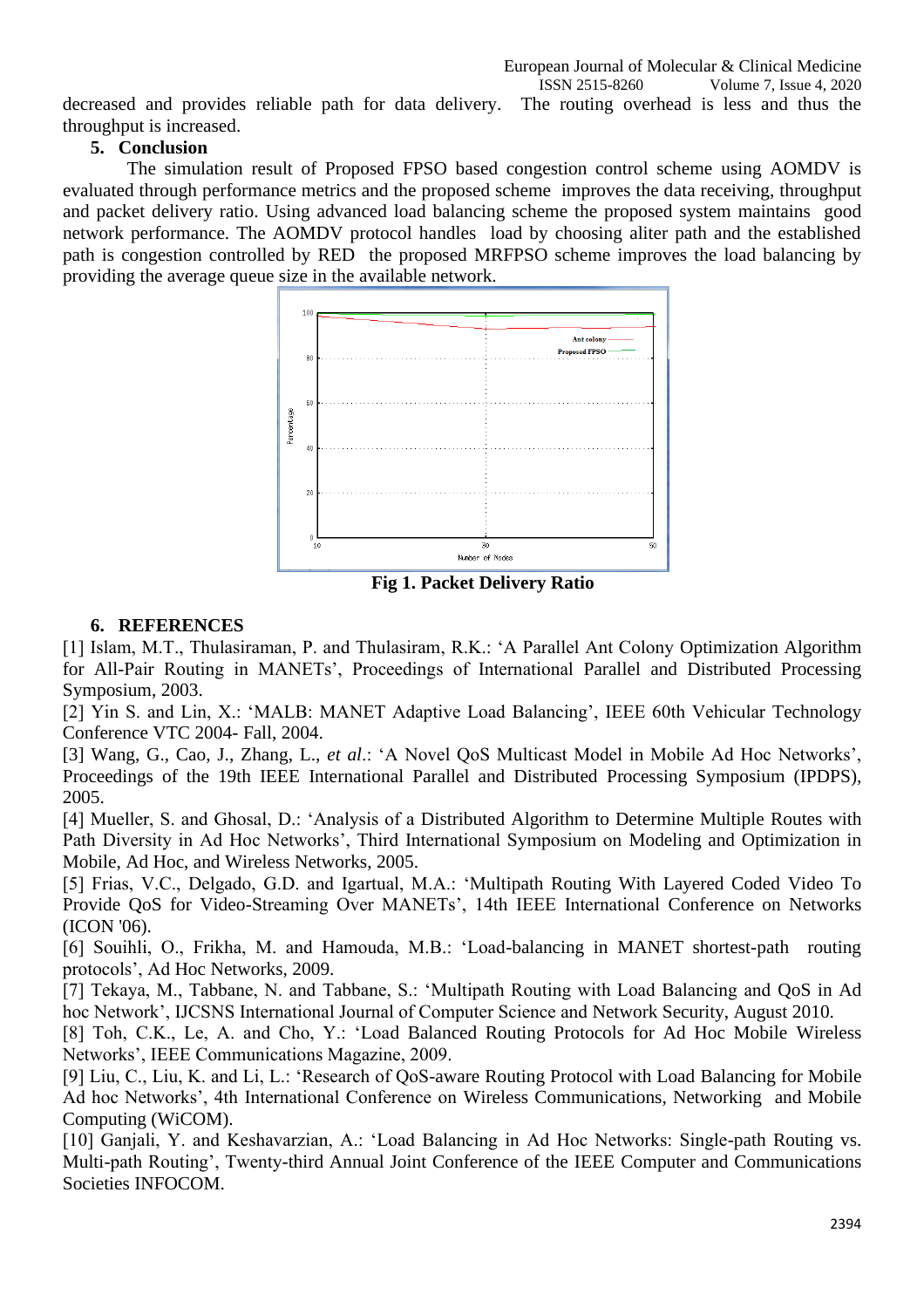decreased and provides reliable path for data delivery. The routing overhead is less and thus the throughput is increased.

## 5. Conclusion

The simulation result of Proposed FPSO based congestion control scheme using AOMDV is evaluated through performance metrics and the proposed scheme improves the data receiving, throughput and packet delivery ratio. Using advanced load balancing scheme the proposed system maintains good network performance. The AOMDV protocol handles load by choosing aliter path and the established path is congestion controlled by RED the proposed MRFPSO scheme improves the load balancing by providing the average queue size in the available network.

**Fig 1. Packet Delivery Ratio**

## 6. REFERENCES

[1] Islam, M.T., Thulasiraman, P. and Thulasiram, R.K.: 'A Parallel Ant Colony Optimization Algorithm for All-Pair Routing in MANETs', Proceedings of International Parallel and Distributed Processing Symposium, 2003.

[2] Yin S. and Lin, X.: 'MALB: MANET Adaptive Load Balancing', IEEE 60th Vehicular Technology Conference VTC 2004- Fall, 2004.

[3] Wang, G., Cao, J., Zhang, L., *et al*.: 'A Novel QoS Multicast Model in Mobile Ad Hoc Networks', Proceedings of the 19th IEEE International Parallel and Distributed Processing Symposium (IPDPS), 2005.

[4] Mueller, S. and Ghosal, D.: 'Analysis of a Distributed Algorithm to Determine Multiple Routes with Path Diversity in Ad Hoc Networks', Third International Symposium on Modeling and Optimization in Mobile, Ad Hoc, and Wireless Networks, 2005.

[5] Frias, V.C., Delgado, G.D. and Igartual, M.A.: 'Multipath Routing With Layered Coded Video To Provide QoS for Video-Streaming Over MANETs', 14th IEEE International Conference on Networks (ICON '06).

[6] Souihli, O., Frikha, M. and Hamouda, M.B.: 'Load-balancing in MANET shortest-path routing protocols', Ad Hoc Networks, 2009.

[7] Tekaya, M., Tabbane, N. and Tabbane, S.: 'Multipath Routing with Load Balancing and QoS in Ad hoc Network', IJCSNS International Journal of Computer Science and Network Security, August 2010.

[8] Toh, C.K., Le, A. and Cho, Y.: 'Load Balanced Routing Protocols for Ad Hoc Mobile Wireless Networks', IEEE Communications Magazine, 2009.

[9] Liu, C., Liu, K. and Li, L.: 'Research of QoS-aware Routing Protocol with Load Balancing for Mobile Ad hoc Networks', 4th International Conference on Wireless Communications, Networking and Mobile Computing (WiCOM).

[10] Ganjali, Y. and Keshavarzian, A.: 'Load Balancing in Ad Hoc Networks: Single-path Routing vs. Multi-path Routing', Twenty-third Annual Joint Conference of the IEEE Computer and Communications Societies INFOCOM.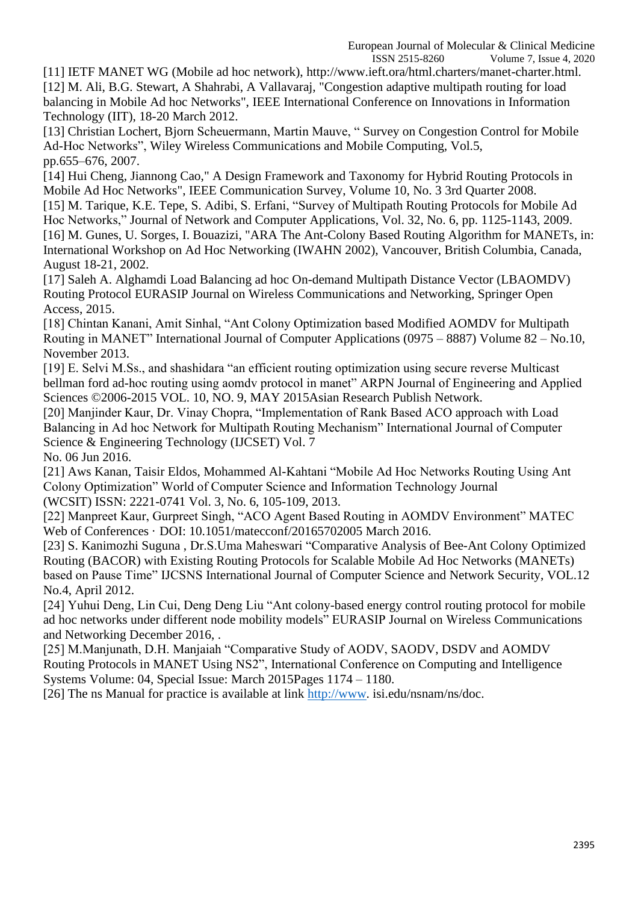[11] IETF MANET WG (Mobile ad hoc network), http://www.ieft.ora/html.charters/manet-charter.html.
[12] M. Ali, B.G. Stewart, A Shahrabi, A Vallavaraj, "Congestion adaptive multipath routing for load balancing in Mobile Ad hoc Networks", IEEE International Conference on Innovations in Information Technology (IIT), 18-20 March 2012.
[13] Christian Lochert, Bjorn Scheuermann, Martin Mauve, " Survey on Congestion Control for Mobile Ad-Hoc Networks", Wiley Wireless Communications and Mobile Computing, Vol.5, pp.655–676, 2007.
[14] Hui Cheng, Jiannong Cao," A Design Framework and Taxonomy for Hybrid Routing Protocols in Mobile Ad Hoc Networks", IEEE Communication Survey, Volume 10, No. 3 3rd Quarter 2008.
[15] M. Tarique, K.E. Tepe, S. Adibi, S. Erfani, "Survey of Multipath Routing Protocols for Mobile Ad Hoc Networks," Journal of Network and Computer Applications, Vol. 32, No. 6, pp. 1125-1143, 2009.
[16] M. Gunes, U. Sorges, I. Bouazizi, "ARA The Ant-Colony Based Routing Algorithm for MANETs, in: International Workshop on Ad Hoc Networking (IWAHN 2002), Vancouver, British Columbia, Canada, August 18-21, 2002.
[17] Saleh A. Alghamdi Load Balancing ad hoc On-demand Multipath Distance Vector (LBAOMDV) Routing Protocol EURASIP Journal on Wireless Communications and Networking, Springer Open Access, 2015.
[18] Chintan Kanani, Amit Sinhal, "Ant Colony Optimization based Modified AOMDV for Multipath Routing in MANET" International Journal of Computer Applications (0975 – 8887) Volume 82 – No.10, November 2013.
[19] E. Selvi M.Ss., and shashidara "an efficient routing optimization using secure reverse Multicast bellman ford ad-hoc routing using aomdv protocol in manet" ARPN Journal of Engineering and Applied Sciences ©2006-2015 VOL. 10, NO. 9, MAY 2015Asian Research Publish Network.
[20] Manjinder Kaur, Dr. Vinay Chopra, "Implementation of Rank Based ACO approach with Load Balancing in Ad hoc Network for Multipath Routing Mechanism" International Journal of Computer Science & Engineering Technology (IJCSET) Vol. 7 No. 06 Jun 2016.
[21] Aws Kanan, Taisir Eldos, Mohammed Al-Kahtani "Mobile Ad Hoc Networks Routing Using Ant Colony Optimization" World of Computer Science and Information Technology Journal (WCSIT) ISSN: 2221-0741 Vol. 3, No. 6, 105-109, 2013.
[22] Manpreet Kaur, Gurpreet Singh, "ACO Agent Based Routing in AOMDV Environment" MATEC Web of Conferences · DOI: 10.1051/matecconf/20165702005 March 2016.
[23] S. Kanimozhi Suguna , Dr.S.Uma Maheswari "Comparative Analysis of Bee-Ant Colony Optimized Routing (BACOR) with Existing Routing Protocols for Scalable Mobile Ad Hoc Networks (MANETs) based on Pause Time" IJCSNS International Journal of Computer Science and Network Security, VOL.12 No.4, April 2012.
[24] Yuhui Deng, Lin Cui, Deng Deng Liu "Ant colony-based energy control routing protocol for mobile ad hoc networks under different node mobility models" EURASIP Journal on Wireless Communications and Networking December 2016, .
[25] M.Manjunath, D.H. Manjaiah "Comparative Study of AODV, SAODV, DSDV and AOMDV Routing Protocols in MANET Using NS2", International Conference on Computing and Intelligence Systems Volume: 04, Special Issue: March 2015Pages 1174 – 1180.
[26] The ns Manual for practice is available at link http://www. isi.edu/nsnam/ns/doc.